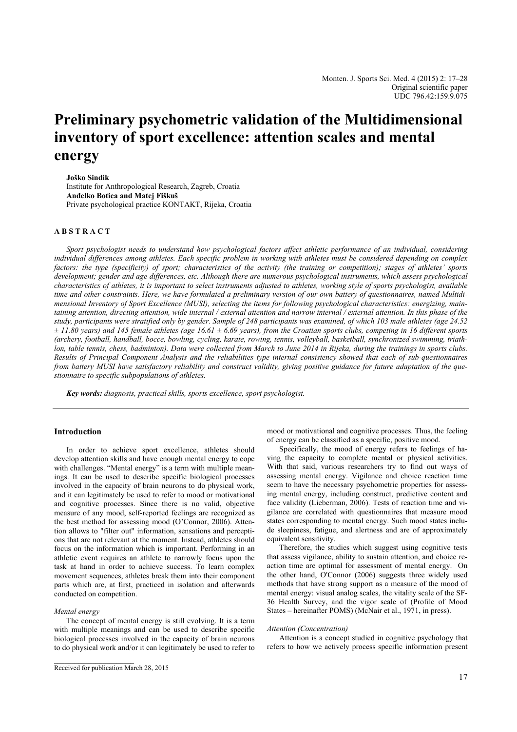# Preliminary psychometric validation of the Multidimensional inventory of sport excellence: attention scales and mental energy

**Joško Sindik**
Institute for Anthropological Research, Zagreb, Croatia
**Anđelko Botica and Matej Fiškuš**
Private psychological practice KONTAKT, Rijeka, Croatia

## ABSTRACT

*Sport psychologist needs to understand how psychological factors affect athletic performance of an individual, considering individual differences among athletes. Each specific problem in working with athletes must be considered depending on complex factors: the type (specificity) of sport; characteristics of the activity (the training or competition); stages of athletes' sports development; gender and age differences, etc. Although there are numerous psychological instruments, which assess psychological characteristics of athletes, it is important to select instruments adjusted to athletes, working style of sports psychologist, available time and other constraints. Here, we have formulated a preliminary version of our own battery of questionnaires, named Multidimensional Inventory of Sport Excellence (MUSI), selecting the items for following psychological characteristics: energizing, maintaining attention, directing attention, wide internal / external attention and narrow internal / external attention. In this phase of the study, participants were stratified only by gender. Sample of 248 participants was examined, of which 103 male athletes (age 24.52 ± 11.80 years) and 145 female athletes (age 16.61 ± 6.69 years), from the Croatian sports clubs, competing in 16 different sports (archery, football, handball, bocce, bowling, cycling, karate, rowing, tennis, volleyball, basketball, synchronized swimming, triathlon, table tennis, chess, badminton). Data were collected from March to June 2014 in Rijeka, during the trainings in sports clubs. Results of Principal Component Analysis and the reliabilities type internal consistency showed that each of sub-questionnaires from battery MUSI have satisfactory reliability and construct validity, giving positive guidance for future adaptation of the questionnaire to specific subpopulations of athletes.*

***Key words:*** *diagnosis, practical skills, sports excellence, sport psychologist.*

## Introduction

In order to achieve sport excellence, athletes should develop attention skills and have enough mental energy to cope with challenges. "Mental energy" is a term with multiple meanings. It can be used to describe specific biological processes involved in the capacity of brain neurons to do physical work, and it can legitimately be used to refer to mood or motivational and cognitive processes. Since there is no valid, objective measure of any mood, self-reported feelings are recognized as the best method for assessing mood (O'Connor, 2006). Attention allows to "filter out" information, sensations and perceptions that are not relevant at the moment. Instead, athletes should focus on the information which is important. Performing in an athletic event requires an athlete to narrowly focus upon the task at hand in order to achieve success. To learn complex movement sequences, athletes break them into their component parts which are, at first, practiced in isolation and afterwards conducted on competition.

### *Mental energy*

The concept of mental energy is still evolving. It is a term with multiple meanings and can be used to describe specific biological processes involved in the capacity of brain neurons to do physical work and/or it can legitimately be used to refer to mood or motivational and cognitive processes. Thus, the feeling of energy can be classified as a specific, positive mood.

Specifically, the mood of energy refers to feelings of having the capacity to complete mental or physical activities. With that said, various researchers try to find out ways of assessing mental energy. Vigilance and choice reaction time seem to have the necessary psychometric properties for assessing mental energy, including construct, predictive content and face validity (Lieberman, 2006). Tests of reaction time and vigilance are correlated with questionnaires that measure mood states corresponding to mental energy. Such mood states include sleepiness, fatigue, and alertness and are of approximately equivalent sensitivity.

Therefore, the studies which suggest using cognitive tests that assess vigilance, ability to sustain attention, and choice reaction time are optimal for assessment of mental energy. On the other hand, O'Connor (2006) suggests three widely used methods that have strong support as a measure of the mood of mental energy: visual analog scales, the vitality scale of the SF-36 Health Survey, and the vigor scale of (Profile of Mood States – hereinafter POMS) (McNair et al., 1971, in press).

### *Attention (Concentration)*

Attention is a concept studied in cognitive psychology that refers to how we actively process specific information present

Received for publication March 28, 2015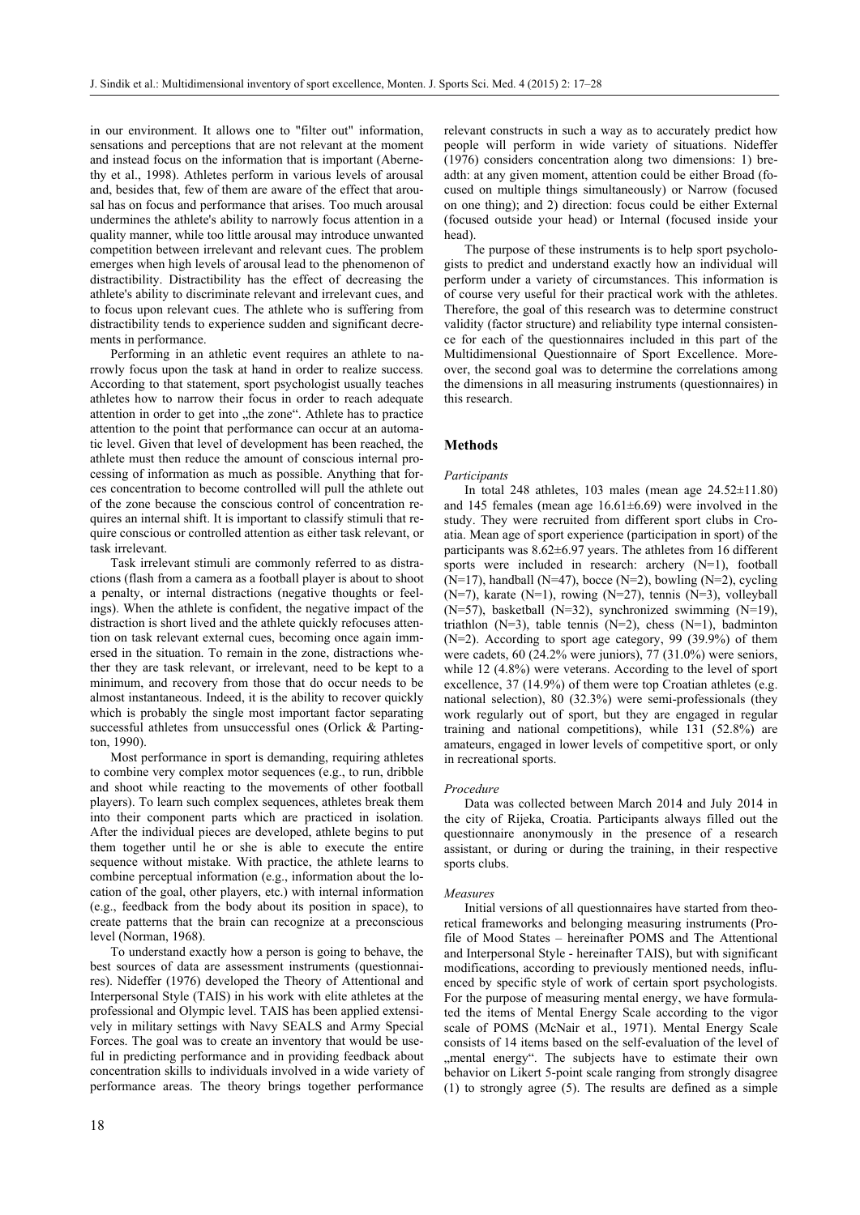in our environment. It allows one to "filter out" information, sensations and perceptions that are not relevant at the moment and instead focus on the information that is important (Abernethy et al., 1998). Athletes perform in various levels of arousal and, besides that, few of them are aware of the effect that arousal has on focus and performance that arises. Too much arousal undermines the athlete's ability to narrowly focus attention in a quality manner, while too little arousal may introduce unwanted competition between irrelevant and relevant cues. The problem emerges when high levels of arousal lead to the phenomenon of distractibility. Distractibility has the effect of decreasing the athlete's ability to discriminate relevant and irrelevant cues, and to focus upon relevant cues. The athlete who is suffering from distractibility tends to experience sudden and significant decrements in performance.

Performing in an athletic event requires an athlete to narrowly focus upon the task at hand in order to realize success. According to that statement, sport psychologist usually teaches athletes how to narrow their focus in order to reach adequate attention in order to get into „the zone". Athlete has to practice attention to the point that performance can occur at an automatic level. Given that level of development has been reached, the athlete must then reduce the amount of conscious internal processing of information as much as possible. Anything that forces concentration to become controlled will pull the athlete out of the zone because the conscious control of concentration requires an internal shift. It is important to classify stimuli that require conscious or controlled attention as either task relevant, or task irrelevant.

Task irrelevant stimuli are commonly referred to as distractions (flash from a camera as a football player is about to shoot a penalty, or internal distractions (negative thoughts or feelings). When the athlete is confident, the negative impact of the distraction is short lived and the athlete quickly refocuses attention on task relevant external cues, becoming once again immersed in the situation. To remain in the zone, distractions whether they are task relevant, or irrelevant, need to be kept to a minimum, and recovery from those that do occur needs to be almost instantaneous. Indeed, it is the ability to recover quickly which is probably the single most important factor separating successful athletes from unsuccessful ones (Orlick & Partington, 1990).

Most performance in sport is demanding, requiring athletes to combine very complex motor sequences (e.g., to run, dribble and shoot while reacting to the movements of other football players). To learn such complex sequences, athletes break them into their component parts which are practiced in isolation. After the individual pieces are developed, athlete begins to put them together until he or she is able to execute the entire sequence without mistake. With practice, the athlete learns to combine perceptual information (e.g., information about the location of the goal, other players, etc.) with internal information (e.g., feedback from the body about its position in space), to create patterns that the brain can recognize at a preconscious level (Norman, 1968).

To understand exactly how a person is going to behave, the best sources of data are assessment instruments (questionnaires). Nideffer (1976) developed the Theory of Attentional and Interpersonal Style (TAIS) in his work with elite athletes at the professional and Olympic level. TAIS has been applied extensively in military settings with Navy SEALS and Army Special Forces. The goal was to create an inventory that would be useful in predicting performance and in providing feedback about concentration skills to individuals involved in a wide variety of performance areas. The theory brings together performance relevant constructs in such a way as to accurately predict how people will perform in wide variety of situations. Nideffer (1976) considers concentration along two dimensions: 1) breadth: at any given moment, attention could be either Broad (focused on multiple things simultaneously) or Narrow (focused on one thing); and 2) direction: focus could be either External (focused outside your head) or Internal (focused inside your head).

The purpose of these instruments is to help sport psychologists to predict and understand exactly how an individual will perform under a variety of circumstances. This information is of course very useful for their practical work with the athletes. Therefore, the goal of this research was to determine construct validity (factor structure) and reliability type internal consistence for each of the questionnaires included in this part of the Multidimensional Questionnaire of Sport Excellence. Moreover, the second goal was to determine the correlations among the dimensions in all measuring instruments (questionnaires) in this research.

## Methods

### *Participants*

In total 248 athletes, 103 males (mean age 24.52±11.80) and 145 females (mean age 16.61±6.69) were involved in the study. They were recruited from different sport clubs in Croatia. Mean age of sport experience (participation in sport) of the participants was 8.62±6.97 years. The athletes from 16 different sports were included in research: archery (N=1), football (N=17), handball (N=47), bocce (N=2), bowling (N=2), cycling (N=7), karate (N=1), rowing (N=27), tennis (N=3), volleyball (N=57), basketball (N=32), synchronized swimming (N=19), triathlon (N=3), table tennis (N=2), chess (N=1), badminton (N=2). According to sport age category, 99 (39.9%) of them were cadets, 60 (24.2% were juniors), 77 (31.0%) were seniors, while 12 (4.8%) were veterans. According to the level of sport excellence, 37 (14.9%) of them were top Croatian athletes (e.g. national selection), 80 (32.3%) were semi-professionals (they work regularly out of sport, but they are engaged in regular training and national competitions), while 131 (52.8%) are amateurs, engaged in lower levels of competitive sport, or only in recreational sports.

### *Procedure*

Data was collected between March 2014 and July 2014 in the city of Rijeka, Croatia. Participants always filled out the questionnaire anonymously in the presence of a research assistant, or during or during the training, in their respective sports clubs.

### *Measures*

Initial versions of all questionnaires have started from theoretical frameworks and belonging measuring instruments (Profile of Mood States – hereinafter POMS and The Attentional and Interpersonal Style - hereinafter TAIS), but with significant modifications, according to previously mentioned needs, influenced by specific style of work of certain sport psychologists. For the purpose of measuring mental energy, we have formulated the items of Mental Energy Scale according to the vigor scale of POMS (McNair et al., 1971). Mental Energy Scale consists of 14 items based on the self-evaluation of the level of „mental energy". The subjects have to estimate their own behavior on Likert 5-point scale ranging from strongly disagree (1) to strongly agree (5). The results are defined as a simple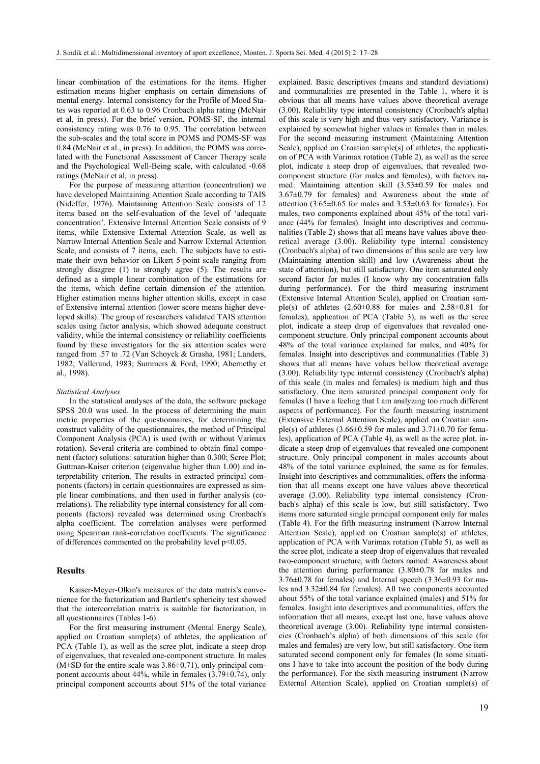linear combination of the estimations for the items. Higher estimation means higher emphasis on certain dimensions of mental energy. Internal consistency for the Profile of Mood States was reported at 0.63 to 0.96 Cronbach alpha rating (McNair et al, in press). For the brief version, POMS-SF, the internal consistency rating was 0.76 to 0.95. The correlation between the sub-scales and the total score in POMS and POMS-SF was 0.84 (McNair et al., in press). In addition, the POMS was correlated with the Functional Assessment of Cancer Therapy scale and the Psychological Well-Being scale, with calculated -0.68 ratings (McNair et al, in press).

For the purpose of measuring attention (concentration) we have developed Maintaining Attention Scale according to TAIS (Nideffer, 1976). Maintaining Attention Scale consists of 12 items based on the self-evaluation of the level of 'adequate concentration'. Extensive Internal Attention Scale consists of 9 items, while Extensive External Attention Scale, as well as Narrow Internal Attention Scale and Narrow External Attention Scale, and consists of 7 items, each. The subjects have to estimate their own behavior on Likert 5-point scale ranging from strongly disagree (1) to strongly agree (5). The results are defined as a simple linear combination of the estimations for the items, which define certain dimension of the attention. Higher estimation means higher attention skills, except in case of Extensive internal attention (lower score means higher developed skills). The group of researchers validated TAIS attention scales using factor analysis, which showed adequate construct validity, while the internal consistency or reliability coefficients found by these investigators for the six attention scales were ranged from .57 to .72 (Van Schoyck & Grasha, 1981; Landers, 1982; Vallerand, 1983; Summers & Ford, 1990; Abernethy et al., 1998).

*Statistical Analyses*

In the statistical analyses of the data, the software package SPSS 20.0 was used. In the process of determining the main metric properties of the questionnaires, for determining the construct validity of the questionnaires, the method of Principal Component Analysis (PCA) is used (with or without Varimax rotation). Several criteria are combined to obtain final component (factor) solutions: saturation higher than 0.300; Scree Plot; Guttman-Kaiser criterion (eigenvalue higher than 1.00) and interpretability criterion. The results in extracted principal components (factors) in certain questionnaires are expressed as simple linear combinations, and then used in further analysis (correlations). The reliability type internal consistency for all components (factors) revealed was determined using Cronbach's alpha coefficient. The correlation analyses were performed using Spearman rank-correlation coefficients. The significance of differences commented on the probability level $p<0.05$.

## Results

Kaiser-Meyer-Olkin's measures of the data matrix's convenience for the factorization and Bartlett's sphericity test showed that the intercorrelation matrix is suitable for factorization, in all questionnaires (Tables 1-6).

For the first measuring instrument (Mental Energy Scale), applied on Croatian sample(s) of athletes, the application of PCA (Table 1), as well as the scree plot, indicate a steep drop of eigenvalues, that revealed one-component structure. In males (M±SD for the entire scale was 3.86±0.71), only principal component accounts about 44%, while in females (3.79±0.74), only principal component accounts about 51% of the total variance explained. Basic descriptives (means and standard deviations) and communalities are presented in the Table 1, where it is obvious that all means have values above theoretical average (3.00). Reliability type internal consistency (Cronbach's alpha) of this scale is very high and thus very satisfactory. Variance is explained by somewhat higher values in females than in males. For the second measuring instrument (Maintaining Attention Scale), applied on Croatian sample(s) of athletes, the application of PCA with Varimax rotation (Table 2), as well as the scree plot, indicate a steep drop of eigenvalues, that revealed two-component structure (for males and females), with factors named: Maintaining attention skill (3.53±0.59 for males and 3.67±0.79 for females) and Awareness about the state of attention (3.65±0.65 for males and 3.53±0.63 for females). For males, two components explained about 45% of the total variance (44% for females). Insight into descriptives and communalities (Table 2) shows that all means have values above theoretical average (3.00). Reliability type internal consistency (Cronbach's alpha) of two dimensions of this scale are very low (Maintaining attention skill) and low (Awareness about the state of attention), but still satisfactory. One item saturated only second factor for males (I know why my concentration falls during performance). For the third measuring instrument (Extensive Internal Attention Scale), applied on Croatian sample(s) of athletes (2.60±0.88 for males and 2.58±0.81 for females), application of PCA (Table 3), as well as the scree plot, indicate a steep drop of eigenvalues that revealed one-component structure. Only principal component accounts about 48% of the total variance explained for males, and 40% for females. Insight into descriptives and communalities (Table 3) shows that all means have values bellow theoretical average (3.00). Reliability type internal consistency (Cronbach's alpha) of this scale (in males and females) is medium high and thus satisfactory. One item saturated principal component only for females (I have a feeling that I am analyzing too much different aspects of performance). For the fourth measuring instrument (Extensive External Attention Scale), applied on Croatian sample(s) of athletes (3.66±0.59 for males and 3.71±0.70 for females), application of PCA (Table 4), as well as the scree plot, indicate a steep drop of eigenvalues that revealed one-component structure. Only principal component in males accounts about 48% of the total variance explained, the same as for females. Insight into descriptives and communalities, offers the information that all means except one have values above theoretical average (3.00). Reliability type internal consistency (Cronbach's alpha) of this scale is low, but still satisfactory. Two items more saturated single principal component only for males (Table 4). For the fifth measuring instrument (Narrow Internal Attention Scale), applied on Croatian sample(s) of athletes, application of PCA with Varimax rotation (Table 5), as well as the scree plot, indicate a steep drop of eigenvalues that revealed two-component structure, with factors named: Awareness about the attention during performance (3.80±0.78 for males and 3.76±0.78 for females) and Internal speech (3.36±0.93 for males and 3.32±0.84 for females). All two components accounted about 55% of the total variance explained (males) and 51% for females. Insight into descriptives and communalities, offers the information that all means, except last one, have values above theoretical average (3.00). Reliability type internal consistencies (Cronbach's alpha) of both dimensions of this scale (for males and females) are very low, but still satisfactory. One item saturated second component only for females (In some situations I have to take into account the position of the body during the performance). For the sixth measuring instrument (Narrow External Attention Scale), applied on Croatian sample(s) of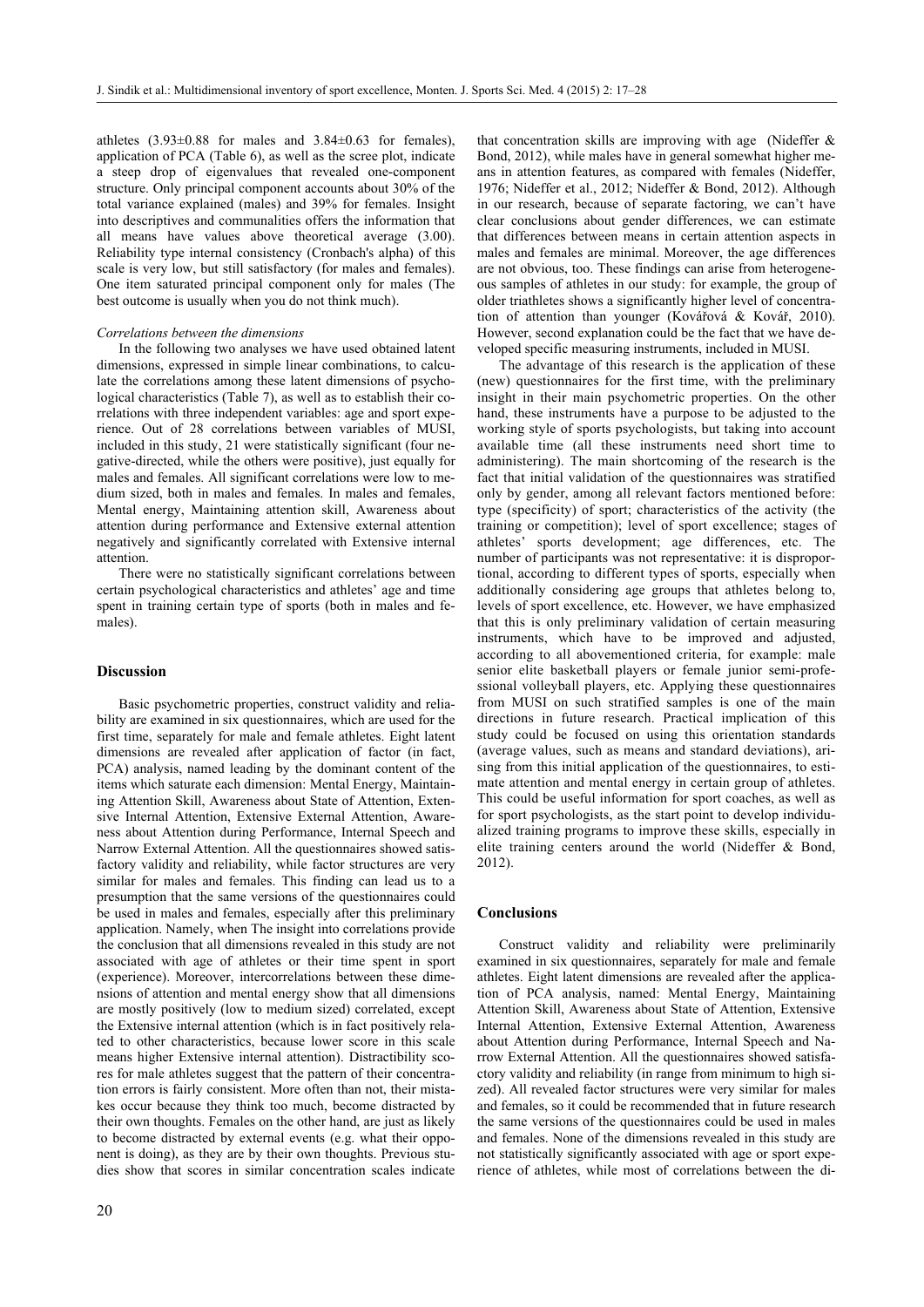athletes (3.93±0.88 for males and 3.84±0.63 for females), application of PCA (Table 6), as well as the scree plot, indicate a steep drop of eigenvalues that revealed one-component structure. Only principal component accounts about 30% of the total variance explained (males) and 39% for females. Insight into descriptives and communalities offers the information that all means have values above theoretical average (3.00). Reliability type internal consistency (Cronbach's alpha) of this scale is very low, but still satisfactory (for males and females). One item saturated principal component only for males (The best outcome is usually when you do not think much).

*Correlations between the dimensions*

In the following two analyses we have used obtained latent dimensions, expressed in simple linear combinations, to calculate the correlations among these latent dimensions of psychological characteristics (Table 7), as well as to establish their correlations with three independent variables: age and sport experience. Out of 28 correlations between variables of MUSI, included in this study, 21 were statistically significant (four negative-directed, while the others were positive), just equally for males and females. All significant correlations were low to medium sized, both in males and females. In males and females, Mental energy, Maintaining attention skill, Awareness about attention during performance and Extensive external attention negatively and significantly correlated with Extensive internal attention.

There were no statistically significant correlations between certain psychological characteristics and athletes' age and time spent in training certain type of sports (both in males and females).

## Discussion

Basic psychometric properties, construct validity and reliability are examined in six questionnaires, which are used for the first time, separately for male and female athletes. Eight latent dimensions are revealed after application of factor (in fact, PCA) analysis, named leading by the dominant content of the items which saturate each dimension: Mental Energy, Maintaining Attention Skill, Awareness about State of Attention, Extensive Internal Attention, Extensive External Attention, Awareness about Attention during Performance, Internal Speech and Narrow External Attention. All the questionnaires showed satisfactory validity and reliability, while factor structures are very similar for males and females. This finding can lead us to a presumption that the same versions of the questionnaires could be used in males and females, especially after this preliminary application. Namely, when The insight into correlations provide the conclusion that all dimensions revealed in this study are not associated with age of athletes or their time spent in sport (experience). Moreover, intercorrelations between these dimensions of attention and mental energy show that all dimensions are mostly positively (low to medium sized) correlated, except the Extensive internal attention (which is in fact positively related to other characteristics, because lower score in this scale means higher Extensive internal attention). Distractibility scores for male athletes suggest that the pattern of their concentration errors is fairly consistent. More often than not, their mistakes occur because they think too much, become distracted by their own thoughts. Females on the other hand, are just as likely to become distracted by external events (e.g. what their opponent is doing), as they are by their own thoughts. Previous studies show that scores in similar concentration scales indicate that concentration skills are improving with age (Nideffer & Bond, 2012), while males have in general somewhat higher means in attention features, as compared with females (Nideffer, 1976; Nideffer et al., 2012; Nideffer & Bond, 2012). Although in our research, because of separate factoring, we can't have clear conclusions about gender differences, we can estimate that differences between means in certain attention aspects in males and females are minimal. Moreover, the age differences are not obvious, too. These findings can arise from heterogeneous samples of athletes in our study: for example, the group of older triathletes shows a significantly higher level of concentration of attention than younger (Kovářová & Kovář, 2010). However, second explanation could be the fact that we have developed specific measuring instruments, included in MUSI.

The advantage of this research is the application of these (new) questionnaires for the first time, with the preliminary insight in their main psychometric properties. On the other hand, these instruments have a purpose to be adjusted to the working style of sports psychologists, but taking into account available time (all these instruments need short time to administering). The main shortcoming of the research is the fact that initial validation of the questionnaires was stratified only by gender, among all relevant factors mentioned before: type (specificity) of sport; characteristics of the activity (the training or competition); level of sport excellence; stages of athletes' sports development; age differences, etc. The number of participants was not representative: it is disproportional, according to different types of sports, especially when additionally considering age groups that athletes belong to, levels of sport excellence, etc. However, we have emphasized that this is only preliminary validation of certain measuring instruments, which have to be improved and adjusted, according to all abovementioned criteria, for example: male senior elite basketball players or female junior semi-professional volleyball players, etc. Applying these questionnaires from MUSI on such stratified samples is one of the main directions in future research. Practical implication of this study could be focused on using this orientation standards (average values, such as means and standard deviations), arising from this initial application of the questionnaires, to estimate attention and mental energy in certain group of athletes. This could be useful information for sport coaches, as well as for sport psychologists, as the start point to develop individualized training programs to improve these skills, especially in elite training centers around the world (Nideffer & Bond, 2012).

## Conclusions

Construct validity and reliability were preliminarily examined in six questionnaires, separately for male and female athletes. Eight latent dimensions are revealed after the application of PCA analysis, named: Mental Energy, Maintaining Attention Skill, Awareness about State of Attention, Extensive Internal Attention, Extensive External Attention, Awareness about Attention during Performance, Internal Speech and Narrow External Attention. All the questionnaires showed satisfactory validity and reliability (in range from minimum to high sized). All revealed factor structures were very similar for males and females, so it could be recommended that in future research the same versions of the questionnaires could be used in males and females. None of the dimensions revealed in this study are not statistically significantly associated with age or sport experience of athletes, while most of correlations between the di-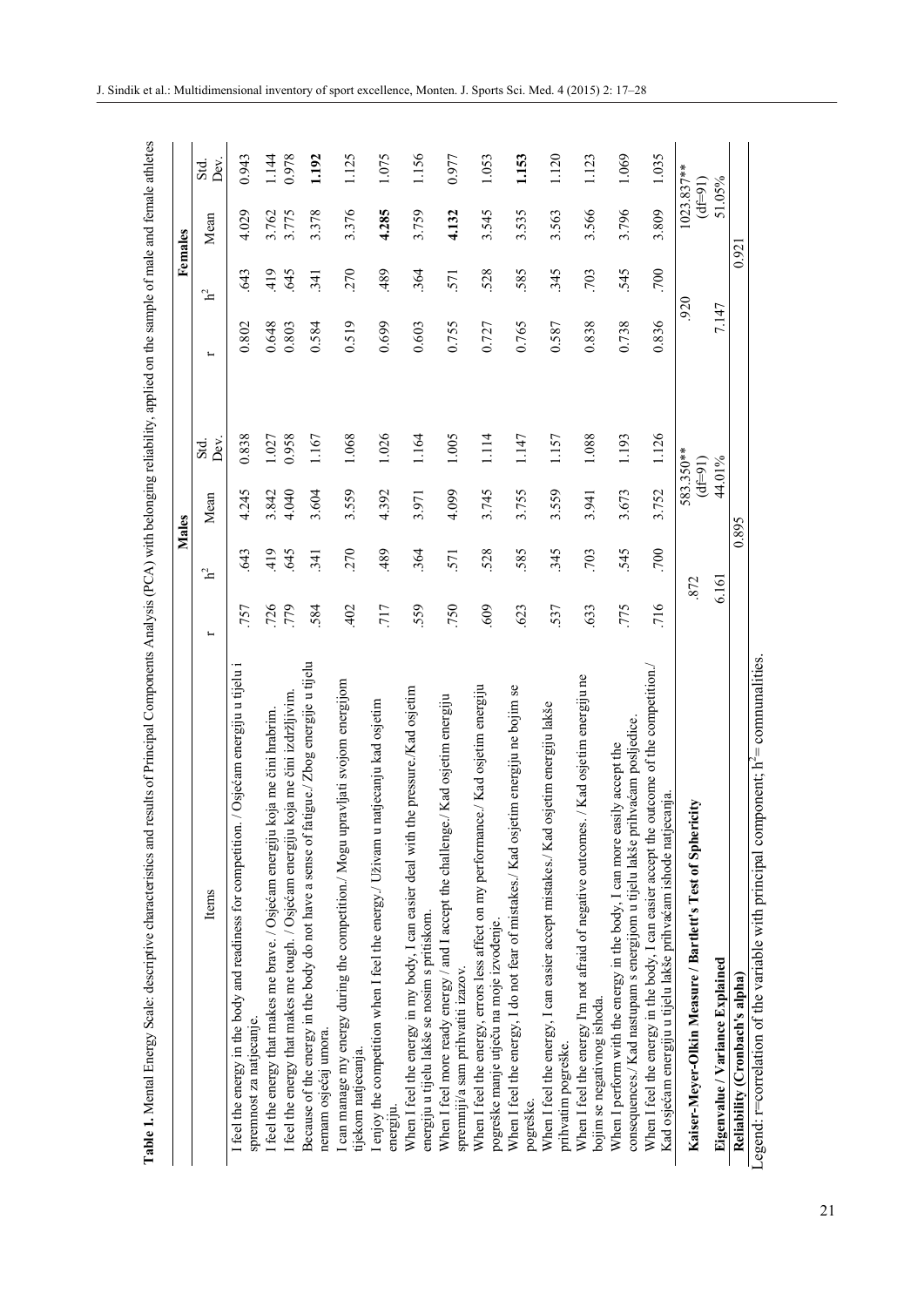**Table 1.** Mental Energy Scale: descriptive characteristics and results of Principal Components Analysis (PCA) with belonging reliability, applied on the sample of male and female athletes

| Items | Males | | | | Females | | | |
|---|---|---|---|---|---|---|---|---|
| | r | $h^2$ | Mean | Std. Dev. | r | $h^2$ | Mean | Std. Dev. |
| I feel the energy in the body and readiness for competition. / Osjećam energiju u tijelu i spremnost za natjecanje. | .757 | .643 | 4.245 | 0.838 | 0.802 | .643 | 4.029 | 0.943 |
| I feel the energy that makes me brave. / Osjećam energiju koja me čini hrabrim. | .726 | .419 | 3.842 | 1.027 | 0.648 | .419 | 3.762 | 1.144 |
| I feel the energy that makes me tough. / Osjećam energiju koja me čini izdržljivim. | .779 | .645 | 4.040 | 0.958 | 0.803 | .645 | 3.775 | 0.978 |
| Because of the energy in the body do not have a sense of fatigue./ Zbog energije u tijelu nemam osjećaj umora. | .584 | .341 | 3.604 | 1.167 | 0.584 | .341 | 3.378 | **1.192** |
| I can manage my energy during the competition./ Mogu upravljati svojom energijom tijekom natjecanja. | .402 | .270 | 3.559 | 1.068 | 0.519 | .270 | 3.376 | 1.125 |
| I enjoy the competition when I feel the energy./ Uživam u natjecanju kad osjetim energiju. | .717 | .489 | 4.392 | 1.026 | 0.699 | .489 | **4.285** | 1.075 |
| When I feel the energy in my body, I can easier deal with the pressure./Kad osjetim energiju u tijelu lakše se nosim s pritiskom. | .559 | .364 | 3.971 | 1.164 | 0.603 | .364 | 3.759 | 1.156 |
| When I feel more ready energy / and I accept the challenge./ Kad osjetim energiju spremniji/a sam prihvatiti izazov. | .750 | .571 | 4.099 | 1.005 | 0.755 | .571 | **4.132** | 0.977 |
| When I feel the energy, errors less affect on my performance./ Kad osjetim energiju pogreške manje utječu na moje izvođenje. | .609 | .528 | 3.745 | 1.114 | 0.727 | .528 | 3.545 | 1.053 |
| When I feel the energy, I do not fear of mistakes./ Kad osjetim energiju ne bojim se pogreške. | .623 | .585 | 3.755 | 1.147 | 0.765 | .585 | 3.535 | **1.153** |
| When I feel the energy, I can easier accept mistakes./ Kad osjetim energiju lakše prihvatim pogreške. | .537 | .345 | 3.559 | 1.157 | 0.587 | .345 | 3.563 | 1.120 |
| When I feel the energy I'm not afraid of negative outcomes. / Kad osjetim energiju ne bojim se negativnog ishoda. | .633 | .703 | 3.941 | 1.088 | 0.838 | .703 | 3.566 | 1.123 |
| When I perform with the energy in the body, I can more easily accept the consequences./ Kad nastupam s energijom u tijelu lakše prihvaćam posljedice. | .775 | .545 | 3.673 | 1.193 | 0.738 | .545 | 3.796 | 1.069 |
| When I feel the energy in the body, I can easier accept the outcome of the competition./ Kad osjećam energiju u tijelu lakše prihvaćam ishode natjecanja. | .716 | .700 | 3.752 | 1.126 | 0.836 | .700 | 3.809 | 1.035 |
| **Kaiser-Meyer-Olkin Measure / Bartlett's Test of Sphericity** | .872 | | 583.350** (df=91) | | .920 | | 1023.837** (df=91) | |
| **Eigenvalue / Variance Explained** | 6.161 | | 44.01% | | 7.147 | | 51.05% | |
| **Reliability (Cronbach's alpha)** | 0.895 | | | | 0.921 | | | |

Legend: r=correlation of the variable with principal component; $h^2$= communalities.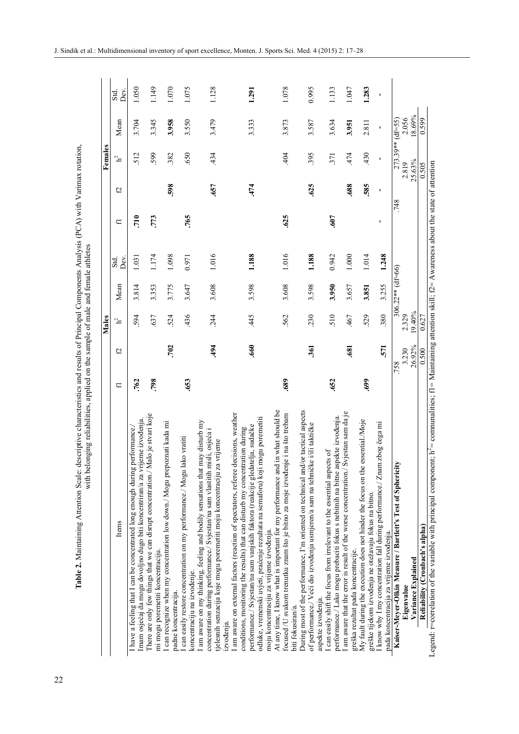**Table 2.** Maintaining Attention Scale: descriptive characteristics and results of Principal Components Analysis (PCA) with Varimax rotation, with belonging reliabilities, applied on the sample of male and female athletes

| Items | Males | | | | | Females | | | | |
|---|---|---|---|---|---|---|---|---|---|---|
| | f1 | f2 | $h^2$ | Mean | Std. Dev. | f1 | f2 | $h^2$ | Mean | Std. Dev. |
| I have a feeling that I can be concentrated long enough during performance./ Imam osjećaj da mogu dovoljno dugo biti koncentriran/a za vrijeme izvođenja. | **.762** | | .594 | 3.814 | 1.031 | **.710** | | .512 | 3.704 | 1.050 |
| There are only few things that we can disrupt concentration./ Malo je stvari koje mi mogu poremetiti koncentraciju. | **.798** | | .637 | 3.353 | 1.174 | **.773** | | .599 | 3.345 | 1.149 |
| I can recognize when my concentration low down./ Mogu prepoznati kada mi padne koncentracija. | | **.702** | .524 | 3.775 | 1.098 | | **.598** | .382 | **3.958** | 1.070 |
| I can easily restore concentration on my performance./ Mogu lako vratiti koncentraciju na izvođenje. | **.653** | | .436 | 3.647 | 0.971 | **.765** | | .650 | 3.550 | 1.075 |
| I am aware on my thinking, feeling and bodily sensations that may disturb my concentration during performance./ Svjestan/na sam vlastitih misli, osjeća i tjelesnih senzacija koje mogu poremetiti moju koncentraciju za vrijeme izvođenja. | | **.494** | .244 | 3.608 | 1.016 | | **.657** | .434 | 3.479 | 1.128 |
| I am aware on external factors (reaction of spectators, referee decisions, weather conditions, monitoring the results) that can disturb my concentration during performance./ Svjestan/na sam vanjskih faktora (reakcije gledatelja, sudačke odluke, vremenski uvjeti, praćenje rezultata na semaforu) koji mogu poremetiti moju koncentraciju za vrijeme izvođenja. | | **.660** | .445 | 3.598 | **1.188** | | **.474** | | 3.333 | **1.291** |
| At any time, I know what is important for my performance and in what should be focused /U svakom trenutku znam što je bitno za moje izvođenje i na što trebam biti fokusiran/a. | **.689** | | .562 | 3.608 | 1.016 | **.625** | | .404 | 3.873 | 1.078 |
| During most of the performance, I'm oriented on technical and/or tactical aspects of performance./ Veći dio izvođenja usmjeren/a sam na tehničke i/ili taktičke aspekte izvođenja. | | **.361** | .230 | 3.598 | **1.188** | | **.625** | .395 | 3.587 | 0.995 |
| I can easily shift the focus from irrelevant to the essential aspects of performance./ Lako mogu prebaciti fokus s nebitnih na bitne aspekte izvođenja. | **.652** | | .510 | **3.950** | 0.942 | **.607** | | .371 | 3.634 | 1.133 |
| I am aware that the error is result of the worse concentration./ Svjestan sam da je greška rezultat pada koncentracije. | | **.681** | .467 | 3.657 | 1.000 | | **.688** | .474 | **3.951** | 1.047 |
| My fault during the execution does not hinder the focus on the essential./Moje greške tijekom izvođenja ne otežavaju fokus na bitno. | **.699** | | .529 | **3.851** | 1.014 | | **.585** | .430 | 2.811 | **1.283** |
| I know why I my concentration fall during performance./ Znam zbog čega mi pada koncentracija za vrijeme izvođenja. | | **.571** | .380 | 3.255 | **1.248** | - | - | - | - | - |
| **Kaiser-Meyer-Olkin Measure / Bartlett's Test of Sphericity** | .758 | | 306.22** (df=66) | | | .748 | | 273.39** (df=55) | | |
| **Eigenvalue** | 3.230 | 2.329 | | | | | 2.819 | 2.056 | | |
| **Variance Explained** | 26.92% | 19.40% | | | | | 25.63% | 18.69% | | |
| **Reliability (Cronbach's alpha)** | 0.500 | 0.627 | | | | | 0.505 | 0.599 | | |

Legend: f=correlation of the variable with principal component; $h^2$ = communalities; f1= Maintaining attention skill; f2= Awareness about the state of attention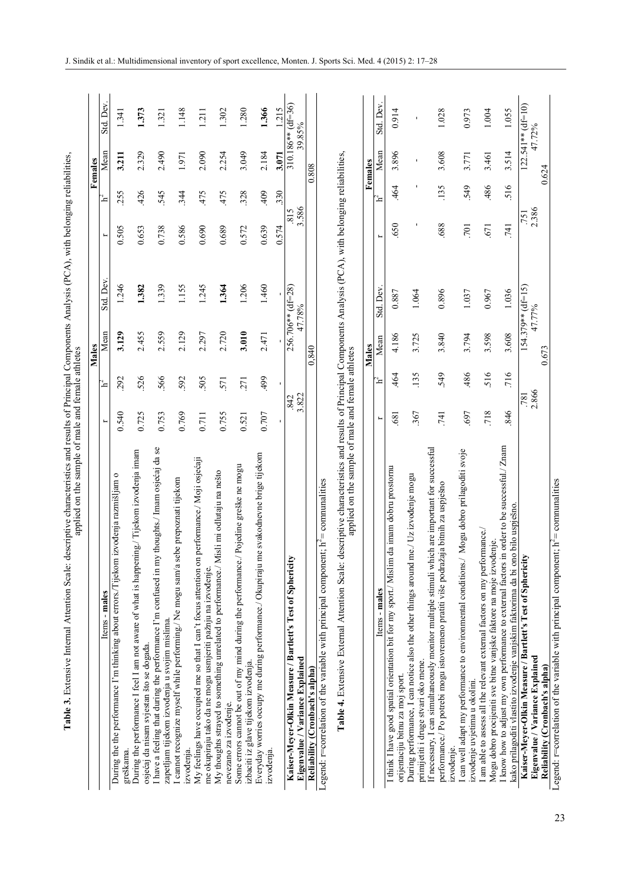**Table 3.** Extensive Internal Attention Scale: descriptive characteristics and results of Principal Components Analysis (PCA), with belonging reliabilities, applied on the sample of male and female athletes

| Items - males | Males | | | | Females | | | |
|---|---|---|---|---|---|---|---|---|
| | r | $h^2$ | Mean | Std. Dev. | r | $h^2$ | Mean | Std. Dev. |
| During the the performance I'm thinking about errors./Tijekom izvođenja razmišljam o greškama. | 0.540 | .292 | **3.129** | 1.246 | 0.505 | .255 | **3.211** | 1.341 |
| During the performance I feel I am not aware of what is happening./ Tijekom izvođenja imam osjećaj da nisam svjestan što se događa. | 0.725 | .526 | 2.455 | **1.382** | 0.653 | .426 | 2.329 | **1.373** |
| I have a feeling that during the performance I'm confused in my thoughts./ Imam osjećaj da se zapetljam tijekom izvođenja u svojim mislima. | 0.753 | .566 | 2.559 | 1.339 | 0.738 | .545 | 2.490 | 1.321 |
| I cannot recognize myself while performing./ Ne mogu sam/a sebe prepoznati tijekom izvođenja. | 0.769 | .592 | 2.129 | 1.155 | 0.586 | .344 | 1.971 | 1.148 |
| My feelings have occupied me so that I can't focus attention on performance./ Moji osjećaji me okupiraju tako da ne mogu usmjeriti pažnju na izvođenje. | 0.711 | .505 | 2.297 | 1.245 | 0.690 | .475 | 2.090 | 1.211 |
| My thoughts strayed to something unrelated to performance./ Misli mi odlutaju na nešto nevezano za izvođenje. | 0.755 | .571 | 2.720 | **1.364** | 0.689 | .475 | 2.254 | 1.302 |
| Some errors cannot be out of my mind during the performance./ Pojedine greške ne mogu izbaciti iz glave tijekom izvođenja. | 0.521 | .271 | **3.010** | 1.206 | 0.572 | .328 | 3.049 | 1.280 |
| Everyday worries occupy me during performance./ Okupiraju me svakodnevne brige tijekom izvođenja. | 0.707 | .499 | 2.471 | 1.460 | 0.639 | .409 | 2.184 | **1.366** |
| | - | - | - | - | 0.574 | .330 | **3.071** | 1.215 |
| **Kaiser-Meyer-Olkin Measure / Bartlett's Test of Sphericity** | .842 | | 256.706** (df=28) | | .815 | | 310.186** (df=36) | |
| **Eigenvalue / Variance Explained** | 3.822 | | 47.78% | | 3.586 | | 39.85% | |
| **Reliability (Cronbach's alpha)** | | | 0,840 | | | | 0.808 | |

Legend: r=correlation of the variable with principal component; $h^2$= communalities

**Table 4.** Extensive External Attention Scale: descriptive characteristics and results of Principal Components Analysis (PCA), with belonging reliabilities, applied on the sample of male and female athletes

| Items - males | Males | | | | Females | | | |
|---|---|---|---|---|---|---|---|---|
| | r | $h^2$ | Mean | Std. Dev. | r | $h^2$ | Mean | Std. Dev. |
| I think I have good spatial orientation bit for my sport./ Mislim da imam dobru prostornu orijentaciju bitnu za moj sport. | .681 | .464 | 4.186 | 0.887 | .650 | .464 | 3.896 | 0.914 |
| During performance, I can notice also the other things around me./ Uz izvođenje mogu primijetiti i druge stvari oko mene. | .367 | .135 | 3.725 | 1.064 | - | - | - | - |
| If necessary, I can simultaneously monitor multiple stimuli which are important for successful performance./ Po potrebi mogu istovremeno pratiti više podražaja bitnih za uspješno izvođenje. | .741 | .549 | 3.840 | 0.896 | .688 | .135 | 3.608 | 1.028 |
| I can well adapt my performance to environmental conditions./ Mogu dobro prilagoditi svoje izvođenje uvjetima u okolini. | .697 | .486 | 3.794 | 1.037 | .701 | .549 | 3.771 | 0.973 |
| I am able to assess all the relevant external factors on my performance./ Mogu dobro procijeniti sve bitne vanjske faktore na moje izvođenje. | .718 | .516 | 3.598 | 0.967 | .671 | .486 | 3.461 | 1.004 |
| I know how to adjust my own performance to external factors in order to be successful./ Znam kako prilagoditi vlastito izvođenje vanjskim faktorima da bi ono bilo uspješno. | .846 | .716 | 3.608 | 1.036 | .741 | .516 | 3.514 | 1.055 |
| **Kaiser-Meyer-Olkin Measure / Bartlett's Test of Sphericity** | .781 | | 154.379** (df=15) | | .751 | | 122.541** (df=10) | |
| **Eigenvalue / Variance Explained** | 2.866 | | 47.77% | | 2.386 | | 47.72% | |
| **Reliability (Cronbach's alpha)** | | | 0.673 | | | | 0.624 | |

Legend: r=correlation of the variable with principal component; $h^2$= communalities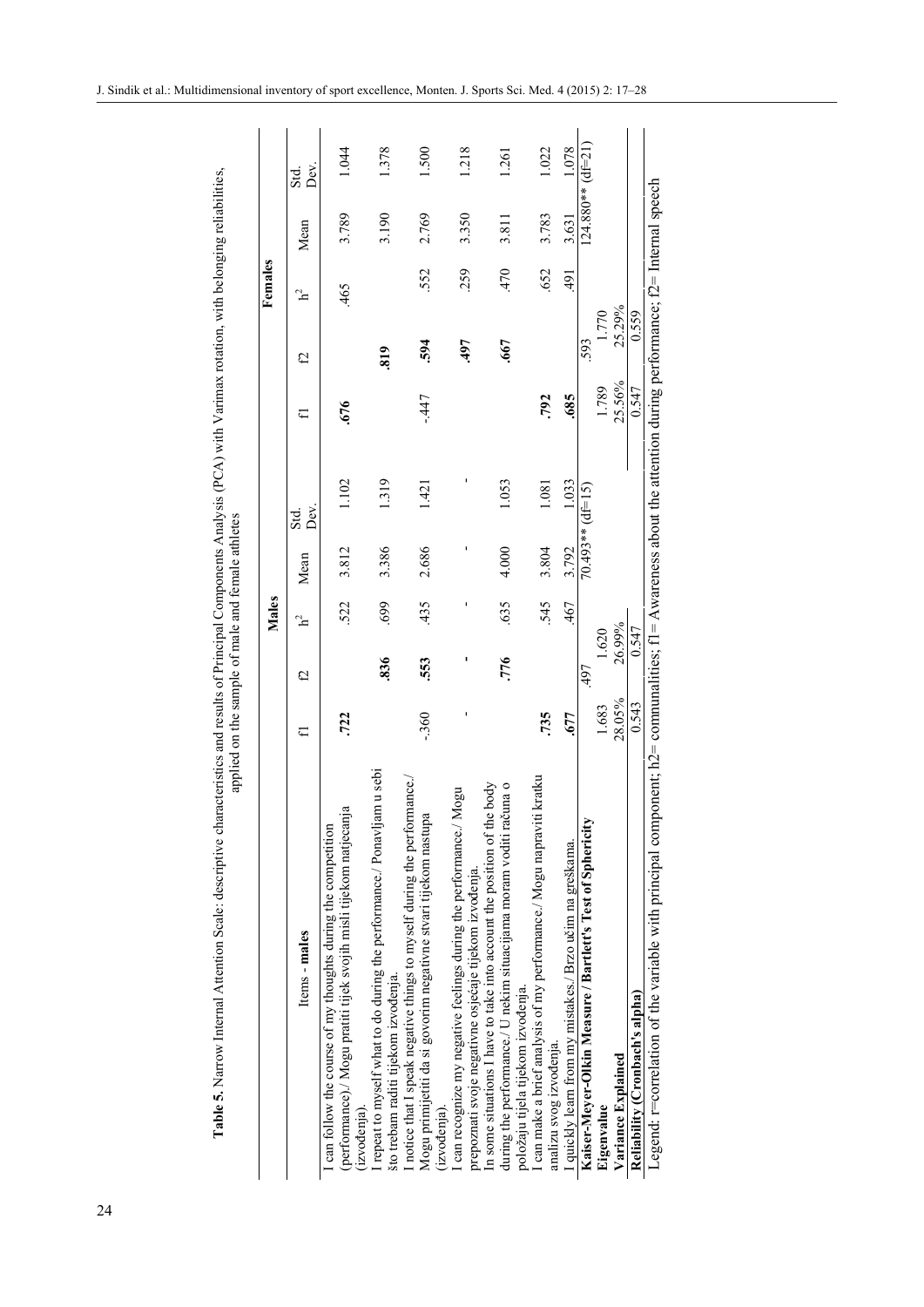**Table 5.** Narrow Internal Attention Scale: descriptive characteristics and results of Principal Components Analysis (PCA) with Varimax rotation, with belonging reliabilities, applied on the sample of male and female athletes

| Items - **males** | Males | | | | | Females | | | | |
|---|---|---|---|---|---|---|---|---|---|---|
| | f1 | f2 | $h^2$ | Mean | Std. Dev. | f1 | f2 | $h^2$ | Mean | Std. Dev. |
| I can follow the course of my thoughts during the competition (performance)./ Mogu pratiti tijek svojih misli tijekom natjecanja (izvođenja). | **.722** | | .522 | 3.812 | 1.102 | **.676** | | .465 | 3.789 | 1.044 |
| I repeat to myself what to do during the performance./ Ponavljam u sebi što trebam raditi tijekom izvođenja. | | **.836** | .699 | 3.386 | 1.319 | | **.819** | | 3.190 | 1.378 |
| I notice that I speak negative things to myself during the performance./ Mogu primijetiti da si govorim negativne stvari tijekom nastupa (izvođenja). | -.360 | **.553** | .435 | 2.686 | 1.421 | -.447 | **.594** | .552 | 2.769 | 1.500 |
| I can recognize my negative feelings during the performance./ Mogu prepoznati svoje negativne osjećaje tijekom izvođenja. | - | **-** | - | - | - | | **.497** | .259 | 3.350 | 1.218 |
| In some situations I have to take into account the position of the body during the performance./ U nekim situacijama moram voditi računa o položaju tijela tijekom izvođenja. | | **.776** | .635 | 4.000 | 1.053 | | **.667** | .470 | 3.811 | 1.261 |
| I can make a brief analysis of my performance./ Mogu napraviti kratku analizu svog izvođenja. | **.735** | | .545 | 3.804 | 1.081 | **.792** | | .652 | 3.783 | 1.022 |
| I quickly learn from my mistakes./ Brzo učim na greškama. | **.677** | | .467 | 3.792 | 1.033 | **.685** | | .491 | 3.631 | 1.078 |
| **Kaiser-Meyer-Olkin Measure / Bartlett's Test of Sphericity** | .497 | | | 70.493** (df=15) | | .593 | | | 124.880** (df=21) | |
| **Eigenvalue** | 1.683 | 1.620 | | | | 1.789 | 1.770 | | | |
| **Variance Explained** | 28.05% | 26.99% | | | | 25.56% | 25.29% | | | |
| **Reliability (Cronbach's alpha)** | 0.543 | 0.547 | | | | 0.547 | 0.559 | | | |

Legend: r=correlation of the variable with principal component; h2= communalities; f1= Awareness about the attention during performance; f2= Internal speech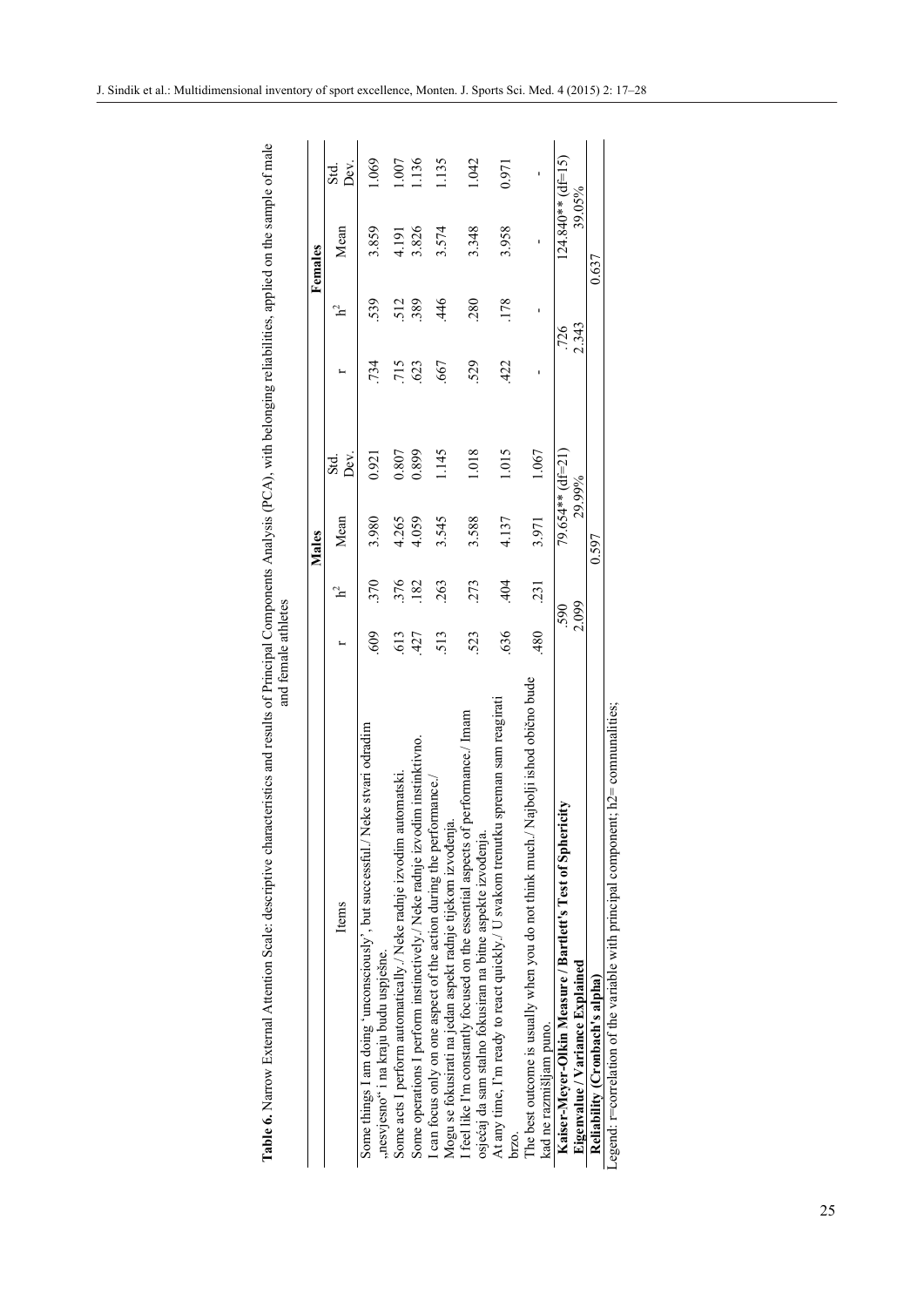**Table 6.** Narrow External Attention Scale: descriptive characteristics and results of Principal Components Analysis (PCA), with belonging reliabilities, applied on the sample of male and female athletes

| Items | Males | | | | Females | | | |
|---|---|---|---|---|---|---|---|---|
| | r | $h^2$ | Mean | Std. Dev. | r | $h^2$ | Mean | Std. Dev. |
| Some things I am doing 'unconsciously', but successful./ Neke stvari odradim „nesvjesno" i na kraju budu uspješne. | .609 | .370 | 3.980 | 0.921 | .734 | .539 | 3.859 | 1.069 |
| Some acts I perform automatically./ Neke radnje izvodim automatski. | .613 | .376 | 4.265 | 0.807 | .715 | .512 | 4.191 | 1.007 |
| Some operations I perform instinctively./ Neke radnje izvodim instinktivno. | .427 | .182 | 4.059 | 0.899 | .623 | .389 | 3.826 | 1.136 |
| I can focus only on one aspect of the action during the performance./ Mogu se fokusirati na jedan aspekt radnje tijekom izvođenja. | .513 | .263 | 3.545 | 1.145 | .667 | .446 | 3.574 | 1.135 |
| I feel like I'm constantly focused on the essential aspects of performance./ Imam osjećaj da sam stalno fokusiran na bitne aspekte izvođenja. | .523 | .273 | 3.588 | 1.018 | .529 | .280 | 3.348 | 1.042 |
| At any time, I'm ready to react quickly./ U svakom trenutku spreman sam reagirati brzo. | .636 | .404 | 4.137 | 1.015 | .422 | .178 | 3.958 | 0.971 |
| The best outcome is usually when you do not think much./ Najbolji ishod obično bude kad ne razmišljam puno. | .480 | .231 | 3.971 | 1.067 | - | - | - | - |
| **Kaiser-Meyer-Olkin Measure / Bartlett's Test of Sphericity** | .590 | | 79.654** (df=21) | | .726 | | 124.840** (df=15) | |
| **Eigenvalue / Variance Explained** | 2.099 | | 29.99% | | 2.343 | | 39.05% | |
| **Reliability (Cronbach's alpha)** | 0.597 | | | | 0.637 | | | |

Legend: r=correlation of the variable with principal component; h2= communalities;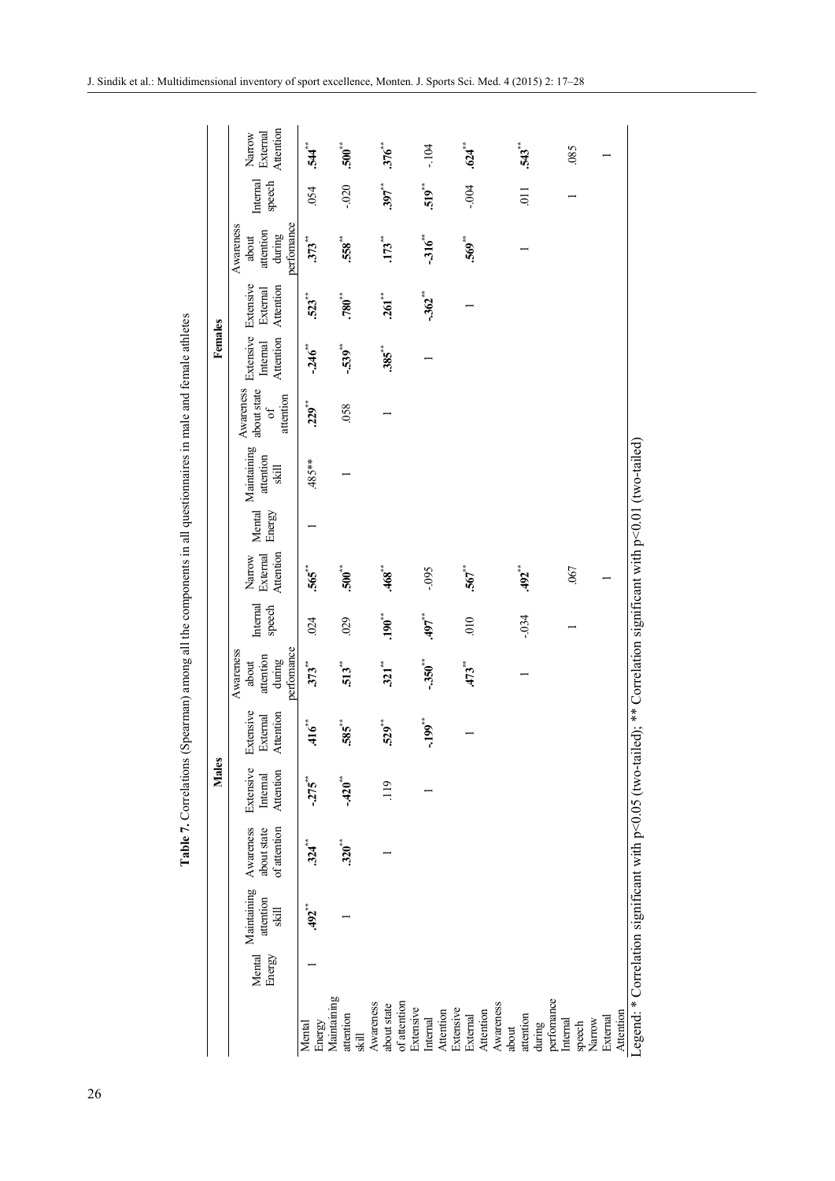**Table 7.** Correlations (Spearman) among all the components in all questionnaires in male and female athletes

| | Males | | | | | | | | Females | | | | | | | |
|---|---|---|---|---|---|---|---|---|---|---|---|---|---|---|---|---|
| | Mental Energy | Maintaining attention skill | Awareness about state of attention | Extensive Internal Attention | Extensive External Attention | Awareness about attention during perfomance | Internal speech | Narrow External Attention | Mental Energy | Maintaining attention skill | Awareness about state of attention | Extensive Internal Attention | Extensive External Attention | Awareness about attention during perfomance | Internal speech | Narrow External Attention |
| Mental Energy | 1 | .492** | .324** | -.275** | .416** | .373** | .024 | .565** | 1 | .485** | .229** | -.246** | .523** | .373** | .054 | .544** |
| Maintaining attention skill | | 1 | .320** | -.420** | .585** | .513** | .029 | .500** | | 1 | .058 | -.539** | .780** | .558** | -.020 | .500** |
| Awareness about state of attention | | | 1 | .119 | .529** | .321** | .190** | .468** | | | 1 | .385** | .261** | .173** | .397** | .376** |
| Extensive Internal Attention | | | | 1 | -.199** | -.350** | .497** | -.095 | | | | 1 | -.362** | -.316** | .519** | -.104 |
| Extensive External Attention | | | | | 1 | .473** | .010 | .567** | | | | | 1 | .569** | -.004 | .624** |
| Awareness about attention during perfomance | | | | | | 1 | -.034 | .492** | | | | | | 1 | .011 | .543** |
| Internal speech | | | | | | | 1 | .067 | | | | | | | 1 | .085 |
| Narrow External Attention | | | | | | | | 1 | | | | | | | | 1 |

Legend: * Correlation significant with p<0.05 (two-tailed); ** Correlation significant with p<0.01 (two-tailed)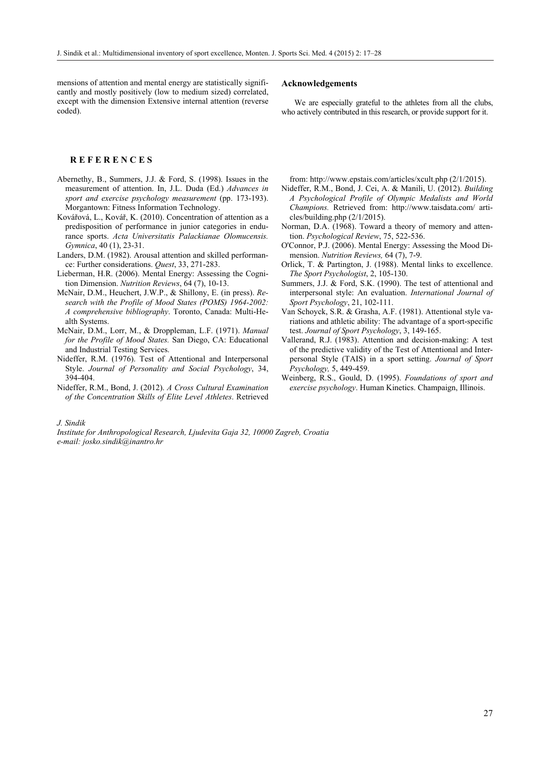mensions of attention and mental energy are statistically significantly and mostly positively (low to medium sized) correlated, except with the dimension Extensive internal attention (reverse coded).

## Acknowledgements

We are especially grateful to the athletes from all the clubs, who actively contributed in this research, or provide support for it.

## REFERENCES

Abernethy, B., Summers, J.J. & Ford, S. (1998). Issues in the measurement of attention. In, J.L. Duda (Ed.) *Advances in sport and exercise psychology measurement* (pp. 173-193). Morgantown: Fitness Information Technology.

Kovářová, L., Kovář, K. (2010). Concentration of attention as a predisposition of performance in junior categories in endurance sports. *Acta Universitatis Palackianae Olomucensis. Gymnica*, 40 (1), 23-31.

Landers, D.M. (1982). Arousal attention and skilled performance: Further considerations. *Quest*, 33, 271-283.

Lieberman, H.R. (2006). Mental Energy: Assessing the Cognition Dimension. *Nutrition Reviews*, 64 (7), 10-13.

McNair, D.M., Heuchert, J.W.P., & Shillony, E. (in press). *Research with the Profile of Mood States (POMS) 1964-2002: A comprehensive bibliography*. Toronto, Canada: Multi-Health Systems.

McNair, D.M., Lorr, M., & Droppleman, L.F. (1971). *Manual for the Profile of Mood States.* San Diego, CA: Educational and Industrial Testing Services.

Nideffer, R.M. (1976). Test of Attentional and Interpersonal Style. *Journal of Personality and Social Psychology*, 34, 394-404.

Nideffer, R.M., Bond, J. (2012). *A Cross Cultural Examination of the Concentration Skills of Elite Level Athletes*. Retrieved from: http://www.epstais.com/articles/xcult.php (2/1/2015).

Nideffer, R.M., Bond, J. Cei, A. & Manili, U. (2012). *Building A Psychological Profile of Olympic Medalists and World Champions.* Retrieved from: http://www.taisdata.com/ articles/building.php (2/1/2015).

Norman, D.A. (1968). Toward a theory of memory and attention. *Psychological Review*, 75, 522-536.

O'Connor, P.J. (2006). Mental Energy: Assessing the Mood Dimension. *Nutrition Reviews,* 64 (7), 7-9.

Orlick, T. & Partington, J. (1988). Mental links to excellence. *The Sport Psychologist*, 2, 105-130.

Summers, J.J. & Ford, S.K. (1990). The test of attentional and interpersonal style: An evaluation. *International Journal of Sport Psychology*, 21, 102-111.

Van Schoyck, S.R. & Grasha, A.F. (1981). Attentional style variations and athletic ability: The advantage of a sport-specific test. *Journal of Sport Psychology*, 3, 149-165.

Vallerand, R.J. (1983). Attention and decision-making: A test of the predictive validity of the Test of Attentional and Interpersonal Style (TAIS) in a sport setting. *Journal of Sport Psychology,* 5, 449-459.

Weinberg, R.S., Gould, D. (1995). *Foundations of sport and exercise psychology*. Human Kinetics. Champaign, Illinois.

*J. Sindik*
*Institute for Anthropological Research, Ljudevita Gaja 32, 10000 Zagreb, Croatia*
*e-mail: josko.sindik@inantro.hr*